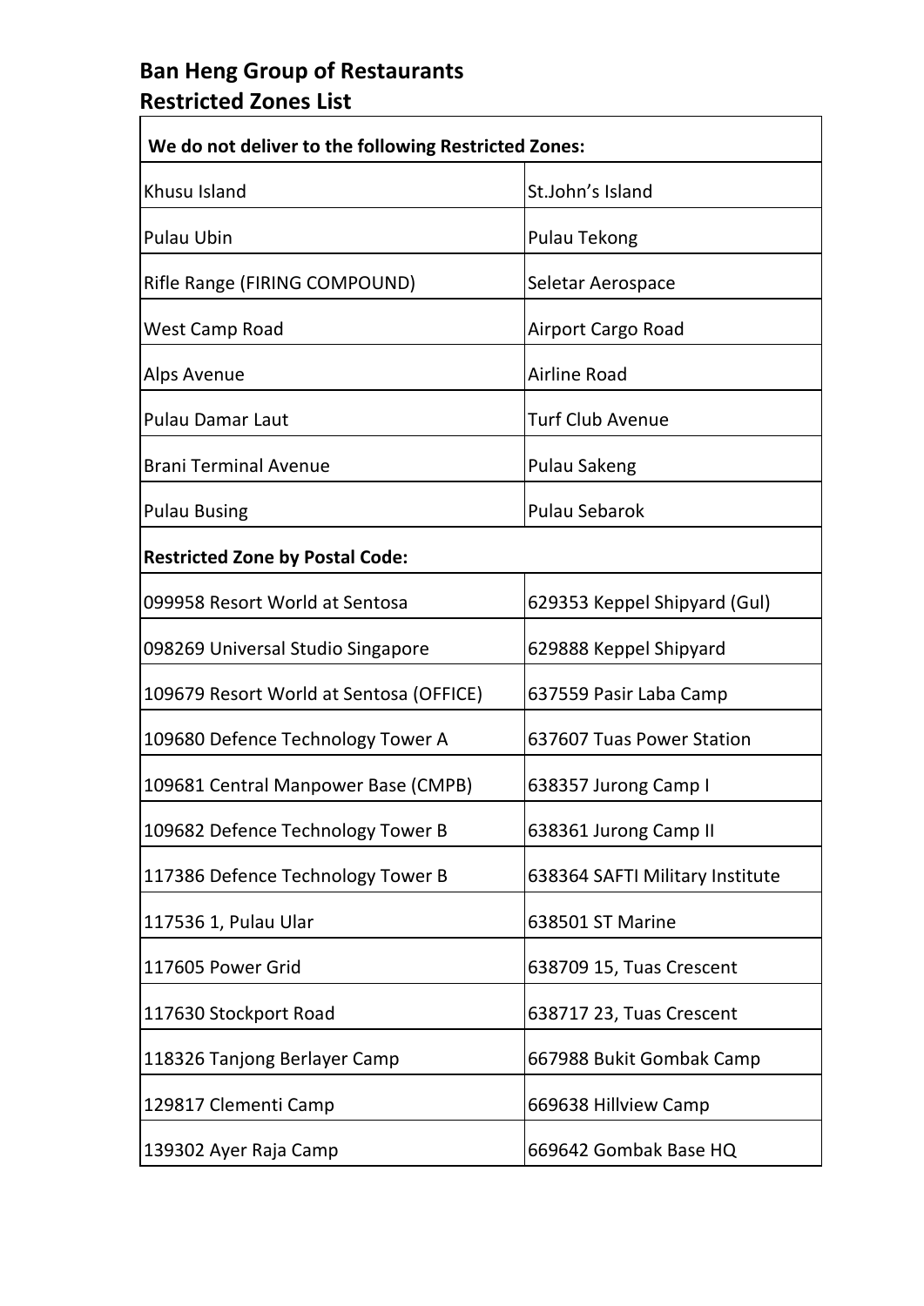## Ban Heng Group of Restaurants
## Restricted Zones List

| We do not deliver to the following Restricted Zones: | |
|---|---|
| Khusu Island | St.John's Island |
| Pulau Ubin | Pulau Tekong |
| Rifle Range (FIRING COMPOUND) | Seletar Aerospace |
| West Camp Road | Airport Cargo Road |
| Alps Avenue | Airline Road |
| Pulau Damar Laut | Turf Club Avenue |
| Brani Terminal Avenue | Pulau Sakeng |
| Pulau Busing | Pulau Sebarok |
| **Restricted Zone by Postal Code:** | |
| 099958 Resort World at Sentosa | 629353 Keppel Shipyard (Gul) |
| 098269 Universal Studio Singapore | 629888 Keppel Shipyard |
| 109679 Resort World at Sentosa (OFFICE) | 637559 Pasir Laba Camp |
| 109680 Defence Technology Tower A | 637607 Tuas Power Station |
| 109681 Central Manpower Base (CMPB) | 638357 Jurong Camp I |
| 109682 Defence Technology Tower B | 638361 Jurong Camp II |
| 117386 Defence Technology Tower B | 638364 SAFTI Military Institute |
| 117536 1, Pulau Ular | 638501 ST Marine |
| 117605 Power Grid | 638709 15, Tuas Crescent |
| 117630 Stockport Road | 638717 23, Tuas Crescent |
| 118326 Tanjong Berlayer Camp | 667988 Bukit Gombak Camp |
| 129817 Clementi Camp | 669638 Hillview Camp |
| 139302 Ayer Raja Camp | 669642 Gombak Base HQ |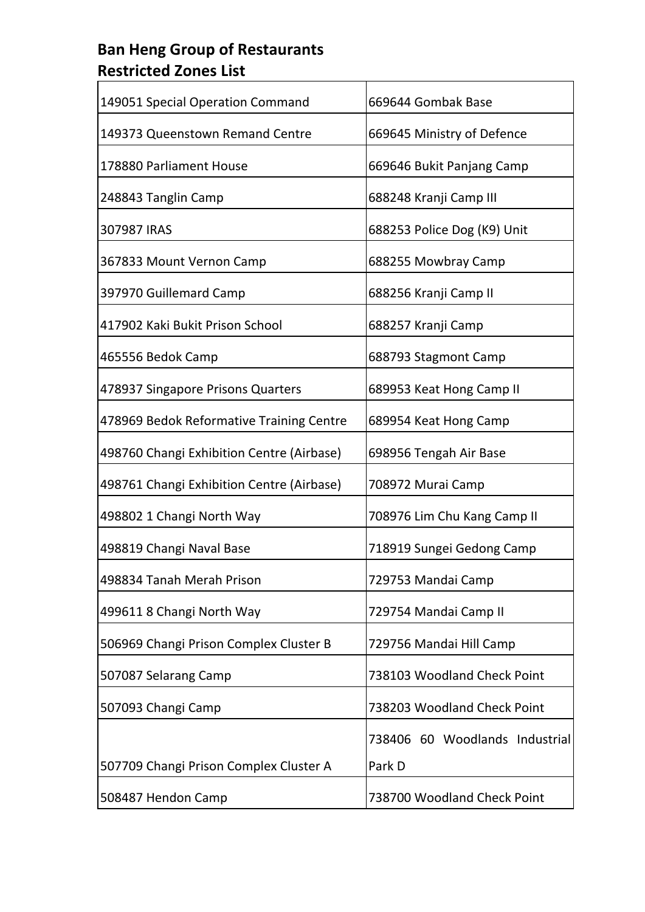## Ban Heng Group of Restaurants
## Restricted Zones List

| | |
|---|---|
| 149051 Special Operation Command | 669644 Gombak Base |
| 149373 Queenstown Remand Centre | 669645 Ministry of Defence |
| 178880 Parliament House | 669646 Bukit Panjang Camp |
| 248843 Tanglin Camp | 688248 Kranji Camp III |
| 307987 IRAS | 688253 Police Dog (K9) Unit |
| 367833 Mount Vernon Camp | 688255 Mowbray Camp |
| 397970 Guillemard Camp | 688256 Kranji Camp II |
| 417902 Kaki Bukit Prison School | 688257 Kranji Camp |
| 465556 Bedok Camp | 688793 Stagmont Camp |
| 478937 Singapore Prisons Quarters | 689953 Keat Hong Camp II |
| 478969 Bedok Reformative Training Centre | 689954 Keat Hong Camp |
| 498760 Changi Exhibition Centre (Airbase) | 698956 Tengah Air Base |
| 498761 Changi Exhibition Centre (Airbase) | 708972 Murai Camp |
| 498802 1 Changi North Way | 708976 Lim Chu Kang Camp II |
| 498819 Changi Naval Base | 718919 Sungei Gedong Camp |
| 498834 Tanah Merah Prison | 729753 Mandai Camp |
| 499611 8 Changi North Way | 729754 Mandai Camp II |
| 506969 Changi Prison Complex Cluster B | 729756 Mandai Hill Camp |
| 507087 Selarang Camp | 738103 Woodland Check Point |
| 507093 Changi Camp | 738203 Woodland Check Point |
| 507709 Changi Prison Complex Cluster A | 738406 60 Woodlands Industrial Park D |
| 508487 Hendon Camp | 738700 Woodland Check Point |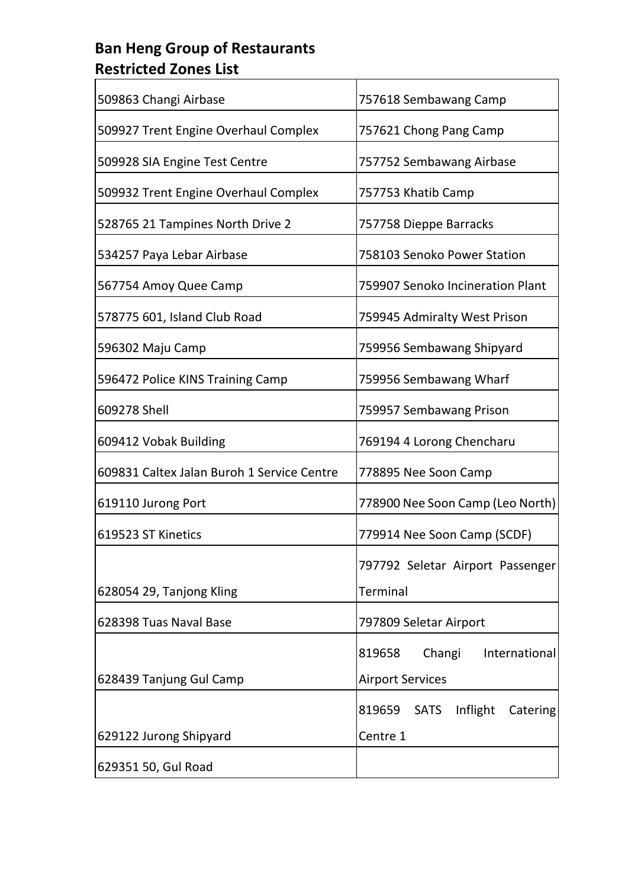# Ban Heng Group of Restaurants
# Restricted Zones List

| | |
|---|---|
| 509863 Changi Airbase | 757618 Sembawang Camp |
| 509927 Trent Engine Overhaul Complex | 757621 Chong Pang Camp |
| 509928 SIA Engine Test Centre | 757752 Sembawang Airbase |
| 509932 Trent Engine Overhaul Complex | 757753 Khatib Camp |
| 528765 21 Tampines North Drive 2 | 757758 Dieppe Barracks |
| 534257 Paya Lebar Airbase | 758103 Senoko Power Station |
| 567754 Amoy Quee Camp | 759907 Senoko Incineration Plant |
| 578775 601, Island Club Road | 759945 Admiralty West Prison |
| 596302 Maju Camp | 759956 Sembawang Shipyard |
| 596472 Police KINS Training Camp | 759956 Sembawang Wharf |
| 609278 Shell | 759957 Sembawang Prison |
| 609412 Vobak Building | 769194 4 Lorong Chencharu |
| 609831 Caltex Jalan Buroh 1 Service Centre | 778895 Nee Soon Camp |
| 619110 Jurong Port | 778900 Nee Soon Camp (Leo North) |
| 619523 ST Kinetics | 779914 Nee Soon Camp (SCDF) |
| 628054 29, Tanjong Kling | 797792 Seletar Airport Passenger Terminal |
| 628398 Tuas Naval Base | 797809 Seletar Airport |
| 628439 Tanjung Gul Camp | 819658 Changi International Airport Services |
| 629122 Jurong Shipyard | 819659 SATS Inflight Catering Centre 1 |
| 629351 50, Gul Road | |